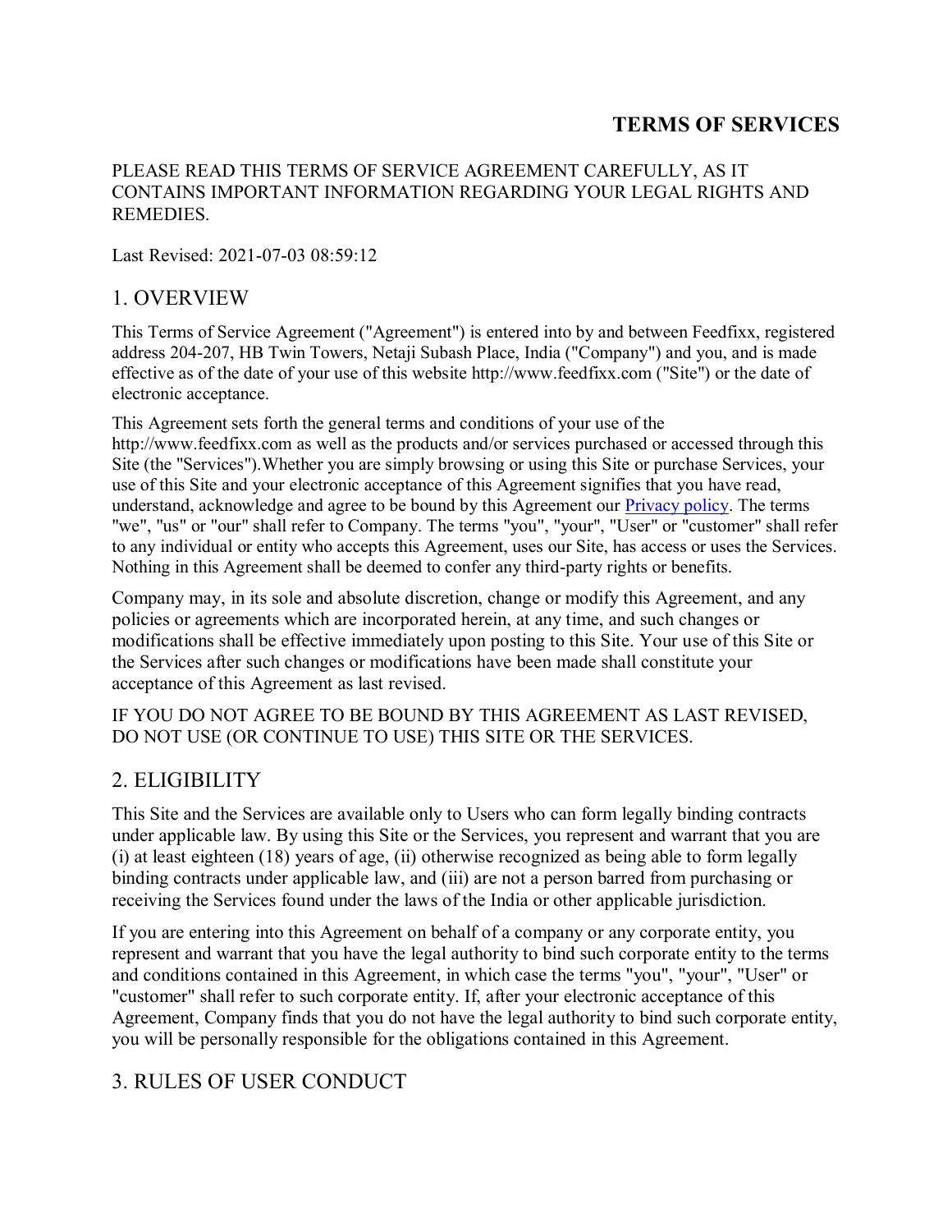# TERMS OF SERVICES

PLEASE READ THIS TERMS OF SERVICE AGREEMENT CAREFULLY, AS IT CONTAINS IMPORTANT INFORMATION REGARDING YOUR LEGAL RIGHTS AND REMEDIES.

Last Revised: 2021-07-03 08:59:12

## 1. OVERVIEW

This Terms of Service Agreement ("Agreement") is entered into by and between Feedfixx, registered address 204-207, HB Twin Towers, Netaji Subash Place, India ("Company") and you, and is made effective as of the date of your use of this website http://www.feedfixx.com ("Site") or the date of electronic acceptance.

This Agreement sets forth the general terms and conditions of your use of the http://www.feedfixx.com as well as the products and/or services purchased or accessed through this Site (the "Services").Whether you are simply browsing or using this Site or purchase Services, your use of this Site and your electronic acceptance of this Agreement signifies that you have read, understand, acknowledge and agree to be bound by this Agreement our Privacy policy. The terms "we", "us" or "our" shall refer to Company. The terms "you", "your", "User" or "customer" shall refer to any individual or entity who accepts this Agreement, uses our Site, has access or uses the Services. Nothing in this Agreement shall be deemed to confer any third-party rights or benefits.

Company may, in its sole and absolute discretion, change or modify this Agreement, and any policies or agreements which are incorporated herein, at any time, and such changes or modifications shall be effective immediately upon posting to this Site. Your use of this Site or the Services after such changes or modifications have been made shall constitute your acceptance of this Agreement as last revised.

IF YOU DO NOT AGREE TO BE BOUND BY THIS AGREEMENT AS LAST REVISED, DO NOT USE (OR CONTINUE TO USE) THIS SITE OR THE SERVICES.

## 2. ELIGIBILITY

This Site and the Services are available only to Users who can form legally binding contracts under applicable law. By using this Site or the Services, you represent and warrant that you are (i) at least eighteen (18) years of age, (ii) otherwise recognized as being able to form legally binding contracts under applicable law, and (iii) are not a person barred from purchasing or receiving the Services found under the laws of the India or other applicable jurisdiction.

If you are entering into this Agreement on behalf of a company or any corporate entity, you represent and warrant that you have the legal authority to bind such corporate entity to the terms and conditions contained in this Agreement, in which case the terms "you", "your", "User" or "customer" shall refer to such corporate entity. If, after your electronic acceptance of this Agreement, Company finds that you do not have the legal authority to bind such corporate entity, you will be personally responsible for the obligations contained in this Agreement.

## 3. RULES OF USER CONDUCT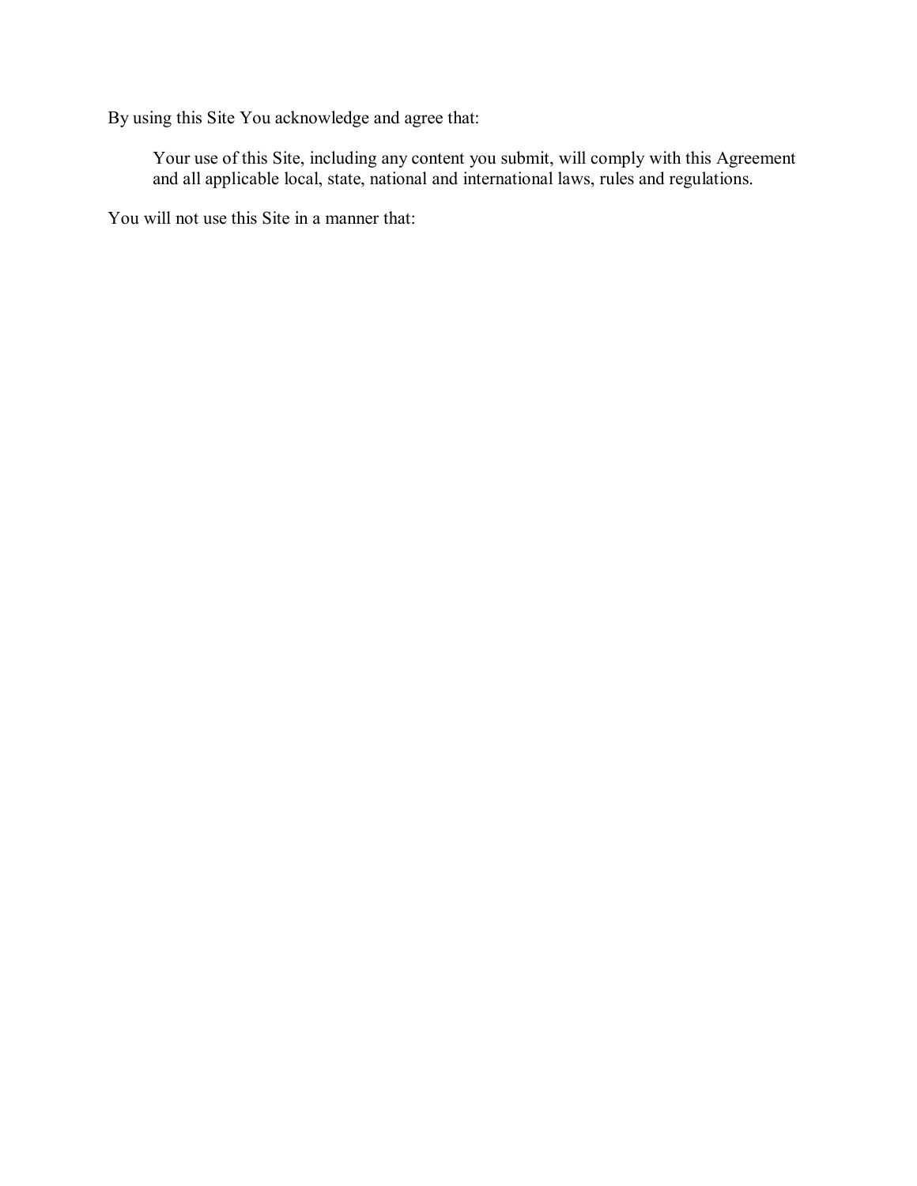By using this Site You acknowledge and agree that:

> Your use of this Site, including any content you submit, will comply with this Agreement and all applicable local, state, national and international laws, rules and regulations.

You will not use this Site in a manner that: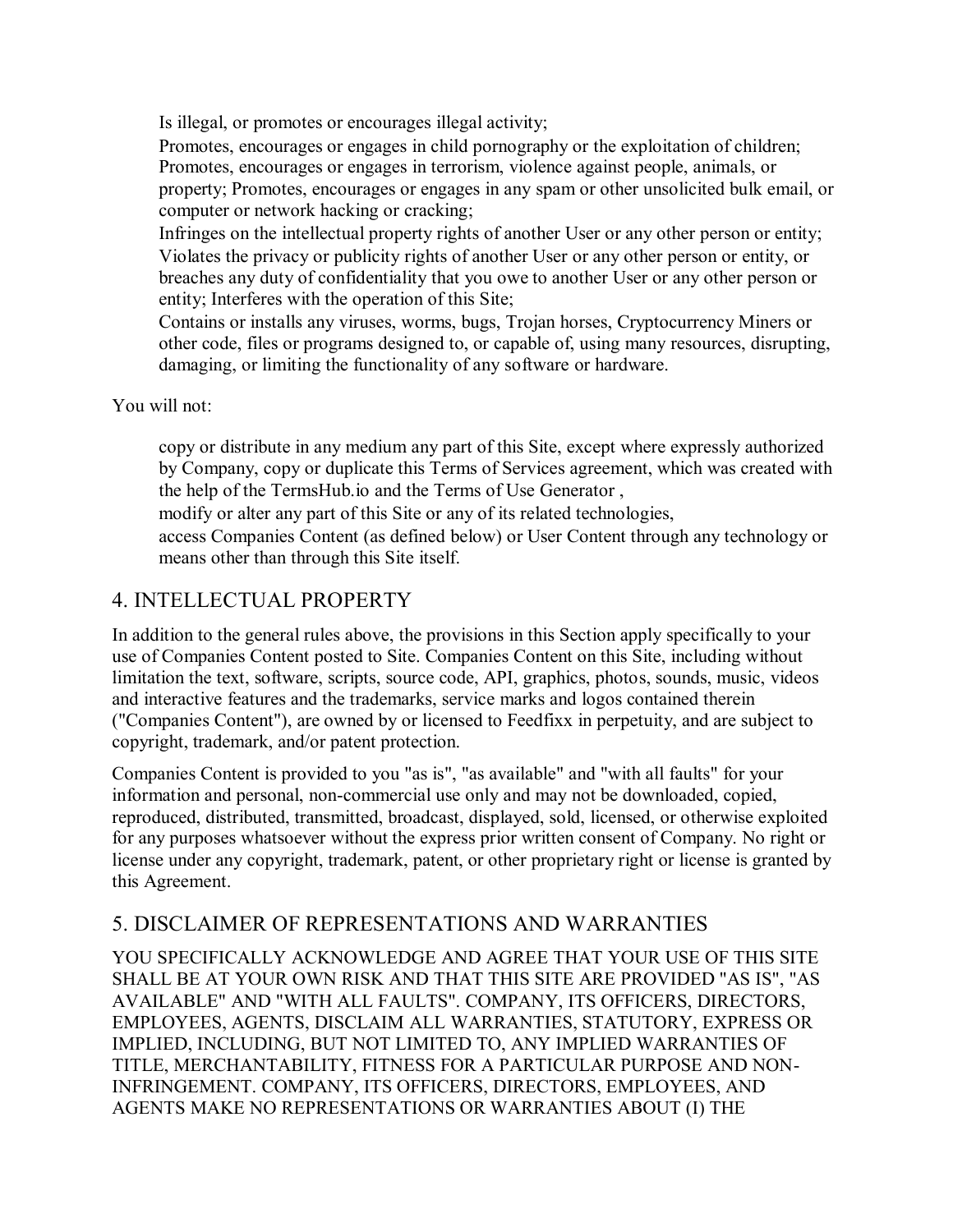- Is illegal, or promotes or encourages illegal activity;
- Promotes, encourages or engages in child pornography or the exploitation of children; Promotes, encourages or engages in terrorism, violence against people, animals, or property; Promotes, encourages or engages in any spam or other unsolicited bulk email, or computer or network hacking or cracking;
- Infringes on the intellectual property rights of another User or any other person or entity; Violates the privacy or publicity rights of another User or any other person or entity, or breaches any duty of confidentiality that you owe to another User or any other person or entity; Interferes with the operation of this Site;
- Contains or installs any viruses, worms, bugs, Trojan horses, Cryptocurrency Miners or other code, files or programs designed to, or capable of, using many resources, disrupting, damaging, or limiting the functionality of any software or hardware.

You will not:

- copy or distribute in any medium any part of this Site, except where expressly authorized by Company, copy or duplicate this Terms of Services agreement, which was created with the help of the TermsHub.io and the Terms of Use Generator ,
- modify or alter any part of this Site or any of its related technologies,
- access Companies Content (as defined below) or User Content through any technology or means other than through this Site itself.

## 4. INTELLECTUAL PROPERTY

In addition to the general rules above, the provisions in this Section apply specifically to your use of Companies Content posted to Site. Companies Content on this Site, including without limitation the text, software, scripts, source code, API, graphics, photos, sounds, music, videos and interactive features and the trademarks, service marks and logos contained therein ("Companies Content"), are owned by or licensed to Feedfixx in perpetuity, and are subject to copyright, trademark, and/or patent protection.

Companies Content is provided to you "as is", "as available" and "with all faults" for your information and personal, non-commercial use only and may not be downloaded, copied, reproduced, distributed, transmitted, broadcast, displayed, sold, licensed, or otherwise exploited for any purposes whatsoever without the express prior written consent of Company. No right or license under any copyright, trademark, patent, or other proprietary right or license is granted by this Agreement.

## 5. DISCLAIMER OF REPRESENTATIONS AND WARRANTIES

YOU SPECIFICALLY ACKNOWLEDGE AND AGREE THAT YOUR USE OF THIS SITE SHALL BE AT YOUR OWN RISK AND THAT THIS SITE ARE PROVIDED "AS IS", "AS AVAILABLE" AND "WITH ALL FAULTS". COMPANY, ITS OFFICERS, DIRECTORS, EMPLOYEES, AGENTS, DISCLAIM ALL WARRANTIES, STATUTORY, EXPRESS OR IMPLIED, INCLUDING, BUT NOT LIMITED TO, ANY IMPLIED WARRANTIES OF TITLE, MERCHANTABILITY, FITNESS FOR A PARTICULAR PURPOSE AND NON-INFRINGEMENT. COMPANY, ITS OFFICERS, DIRECTORS, EMPLOYEES, AND AGENTS MAKE NO REPRESENTATIONS OR WARRANTIES ABOUT (I) THE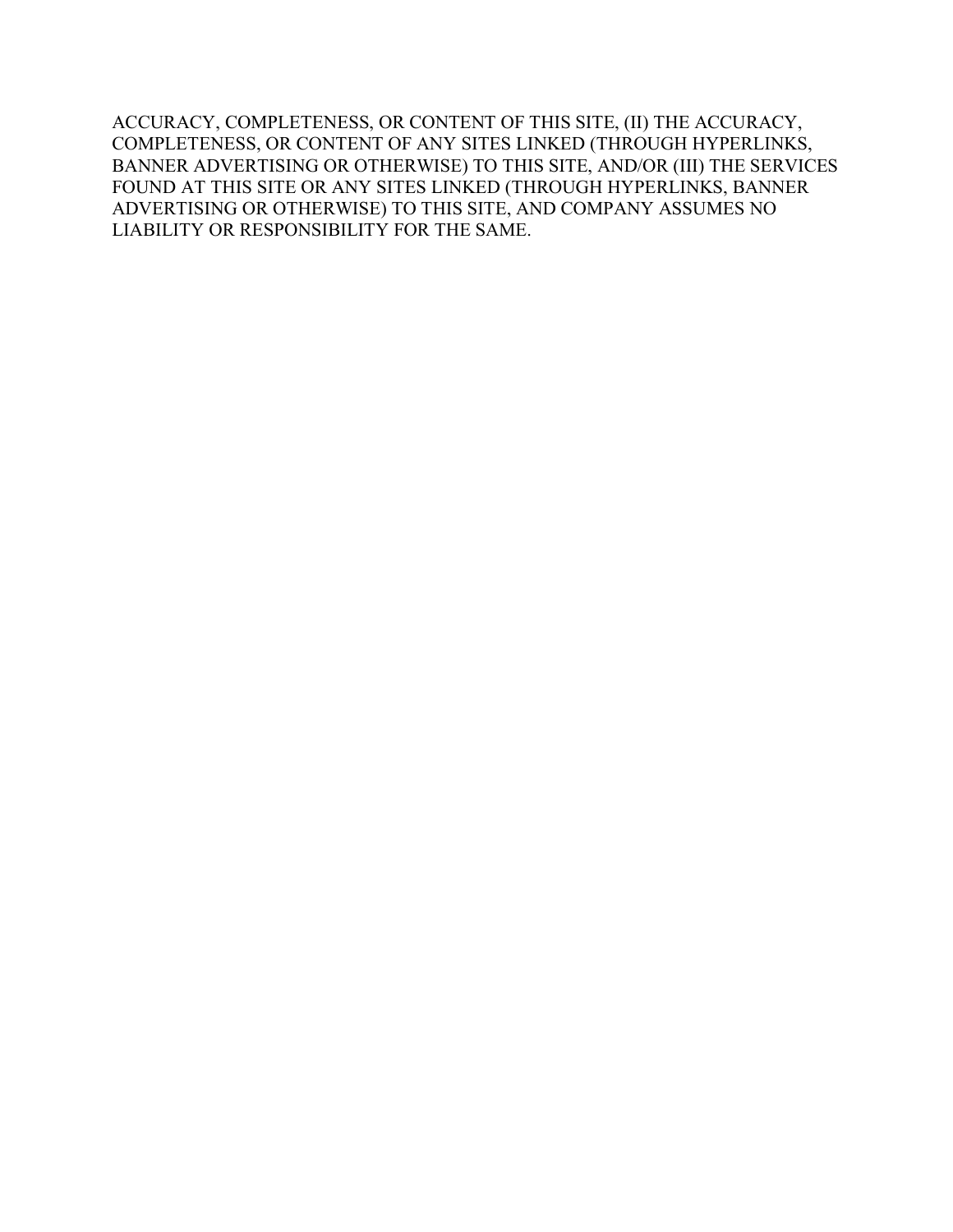ACCURACY, COMPLETENESS, OR CONTENT OF THIS SITE, (II) THE ACCURACY, COMPLETENESS, OR CONTENT OF ANY SITES LINKED (THROUGH HYPERLINKS, BANNER ADVERTISING OR OTHERWISE) TO THIS SITE, AND/OR (III) THE SERVICES FOUND AT THIS SITE OR ANY SITES LINKED (THROUGH HYPERLINKS, BANNER ADVERTISING OR OTHERWISE) TO THIS SITE, AND COMPANY ASSUMES NO LIABILITY OR RESPONSIBILITY FOR THE SAME.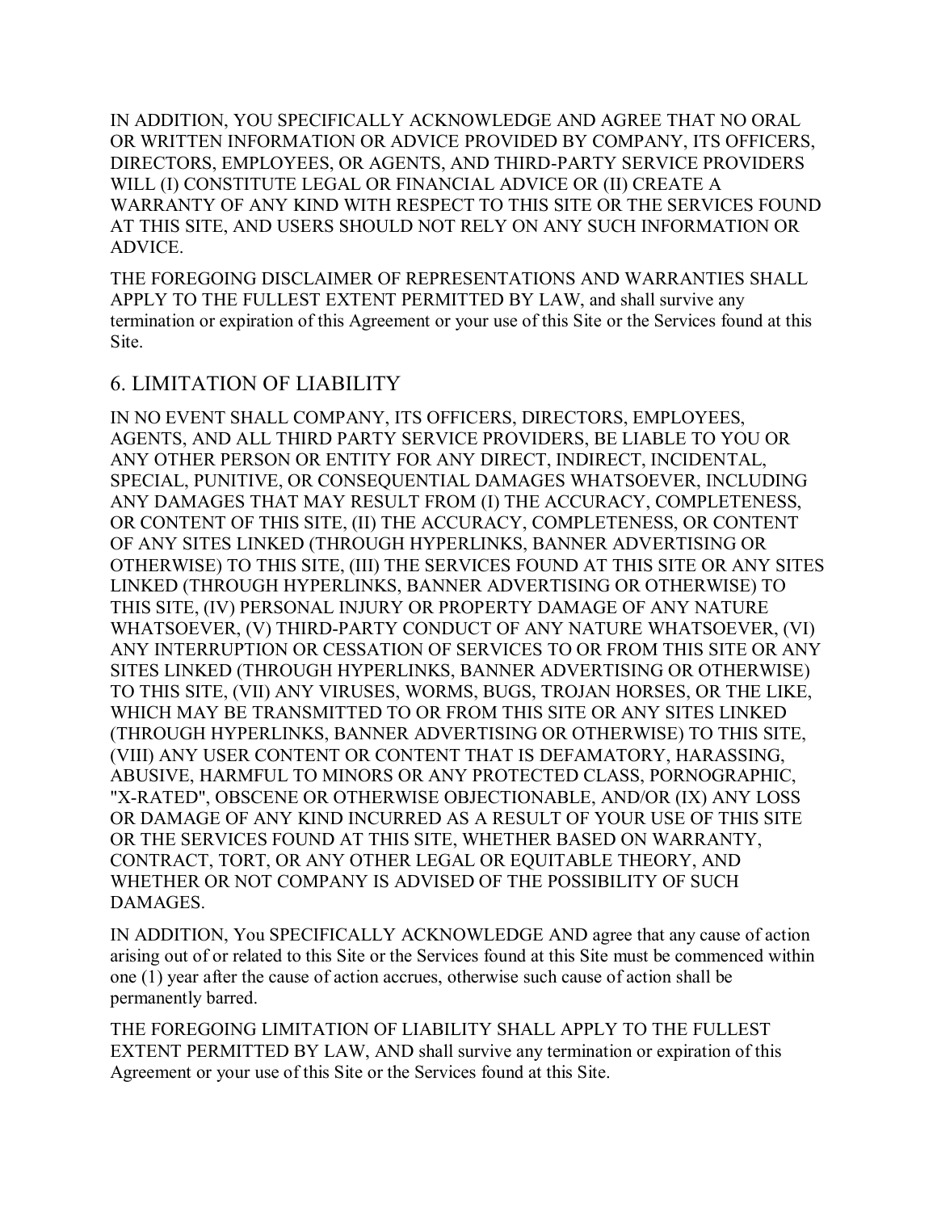IN ADDITION, YOU SPECIFICALLY ACKNOWLEDGE AND AGREE THAT NO ORAL OR WRITTEN INFORMATION OR ADVICE PROVIDED BY COMPANY, ITS OFFICERS, DIRECTORS, EMPLOYEES, OR AGENTS, AND THIRD-PARTY SERVICE PROVIDERS WILL (I) CONSTITUTE LEGAL OR FINANCIAL ADVICE OR (II) CREATE A WARRANTY OF ANY KIND WITH RESPECT TO THIS SITE OR THE SERVICES FOUND AT THIS SITE, AND USERS SHOULD NOT RELY ON ANY SUCH INFORMATION OR ADVICE.

THE FOREGOING DISCLAIMER OF REPRESENTATIONS AND WARRANTIES SHALL APPLY TO THE FULLEST EXTENT PERMITTED BY LAW, and shall survive any termination or expiration of this Agreement or your use of this Site or the Services found at this Site.

## 6. LIMITATION OF LIABILITY

IN NO EVENT SHALL COMPANY, ITS OFFICERS, DIRECTORS, EMPLOYEES, AGENTS, AND ALL THIRD PARTY SERVICE PROVIDERS, BE LIABLE TO YOU OR ANY OTHER PERSON OR ENTITY FOR ANY DIRECT, INDIRECT, INCIDENTAL, SPECIAL, PUNITIVE, OR CONSEQUENTIAL DAMAGES WHATSOEVER, INCLUDING ANY DAMAGES THAT MAY RESULT FROM (I) THE ACCURACY, COMPLETENESS, OR CONTENT OF THIS SITE, (II) THE ACCURACY, COMPLETENESS, OR CONTENT OF ANY SITES LINKED (THROUGH HYPERLINKS, BANNER ADVERTISING OR OTHERWISE) TO THIS SITE, (III) THE SERVICES FOUND AT THIS SITE OR ANY SITES LINKED (THROUGH HYPERLINKS, BANNER ADVERTISING OR OTHERWISE) TO THIS SITE, (IV) PERSONAL INJURY OR PROPERTY DAMAGE OF ANY NATURE WHATSOEVER, (V) THIRD-PARTY CONDUCT OF ANY NATURE WHATSOEVER, (VI) ANY INTERRUPTION OR CESSATION OF SERVICES TO OR FROM THIS SITE OR ANY SITES LINKED (THROUGH HYPERLINKS, BANNER ADVERTISING OR OTHERWISE) TO THIS SITE, (VII) ANY VIRUSES, WORMS, BUGS, TROJAN HORSES, OR THE LIKE, WHICH MAY BE TRANSMITTED TO OR FROM THIS SITE OR ANY SITES LINKED (THROUGH HYPERLINKS, BANNER ADVERTISING OR OTHERWISE) TO THIS SITE, (VIII) ANY USER CONTENT OR CONTENT THAT IS DEFAMATORY, HARASSING, ABUSIVE, HARMFUL TO MINORS OR ANY PROTECTED CLASS, PORNOGRAPHIC, "X-RATED", OBSCENE OR OTHERWISE OBJECTIONABLE, AND/OR (IX) ANY LOSS OR DAMAGE OF ANY KIND INCURRED AS A RESULT OF YOUR USE OF THIS SITE OR THE SERVICES FOUND AT THIS SITE, WHETHER BASED ON WARRANTY, CONTRACT, TORT, OR ANY OTHER LEGAL OR EQUITABLE THEORY, AND WHETHER OR NOT COMPANY IS ADVISED OF THE POSSIBILITY OF SUCH DAMAGES.

IN ADDITION, You SPECIFICALLY ACKNOWLEDGE AND agree that any cause of action arising out of or related to this Site or the Services found at this Site must be commenced within one (1) year after the cause of action accrues, otherwise such cause of action shall be permanently barred.

THE FOREGOING LIMITATION OF LIABILITY SHALL APPLY TO THE FULLEST EXTENT PERMITTED BY LAW, AND shall survive any termination or expiration of this Agreement or your use of this Site or the Services found at this Site.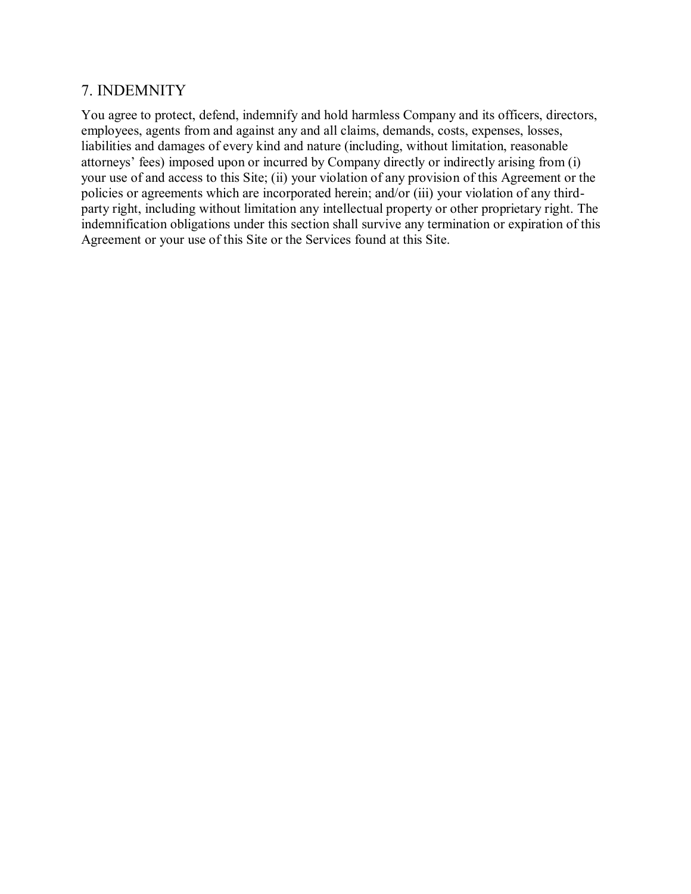## 7. INDEMNITY

You agree to protect, defend, indemnify and hold harmless Company and its officers, directors, employees, agents from and against any and all claims, demands, costs, expenses, losses, liabilities and damages of every kind and nature (including, without limitation, reasonable attorneys' fees) imposed upon or incurred by Company directly or indirectly arising from (i) your use of and access to this Site; (ii) your violation of any provision of this Agreement or the policies or agreements which are incorporated herein; and/or (iii) your violation of any third-party right, including without limitation any intellectual property or other proprietary right. The indemnification obligations under this section shall survive any termination or expiration of this Agreement or your use of this Site or the Services found at this Site.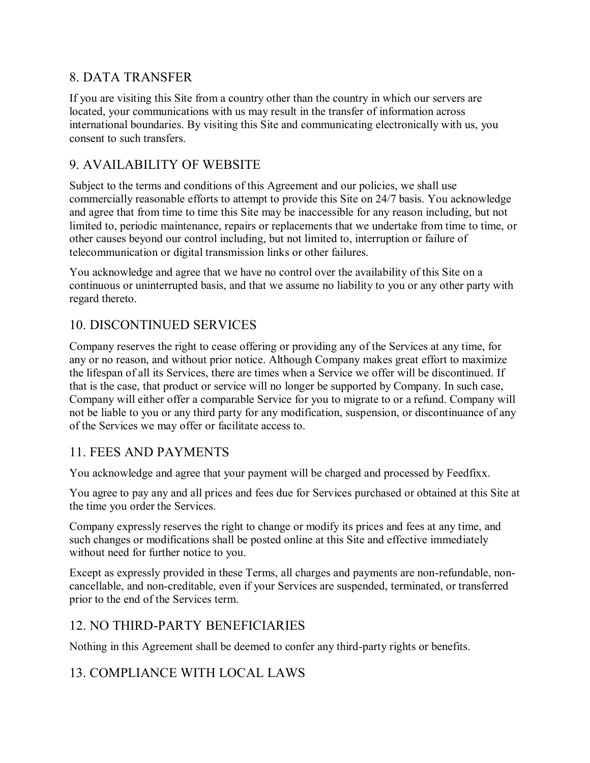## 8. DATA TRANSFER

If you are visiting this Site from a country other than the country in which our servers are located, your communications with us may result in the transfer of information across international boundaries. By visiting this Site and communicating electronically with us, you consent to such transfers.

## 9. AVAILABILITY OF WEBSITE

Subject to the terms and conditions of this Agreement and our policies, we shall use commercially reasonable efforts to attempt to provide this Site on 24/7 basis. You acknowledge and agree that from time to time this Site may be inaccessible for any reason including, but not limited to, periodic maintenance, repairs or replacements that we undertake from time to time, or other causes beyond our control including, but not limited to, interruption or failure of telecommunication or digital transmission links or other failures.

You acknowledge and agree that we have no control over the availability of this Site on a continuous or uninterrupted basis, and that we assume no liability to you or any other party with regard thereto.

## 10. DISCONTINUED SERVICES

Company reserves the right to cease offering or providing any of the Services at any time, for any or no reason, and without prior notice. Although Company makes great effort to maximize the lifespan of all its Services, there are times when a Service we offer will be discontinued. If that is the case, that product or service will no longer be supported by Company. In such case, Company will either offer a comparable Service for you to migrate to or a refund. Company will not be liable to you or any third party for any modification, suspension, or discontinuance of any of the Services we may offer or facilitate access to.

## 11. FEES AND PAYMENTS

You acknowledge and agree that your payment will be charged and processed by Feedfixx.

You agree to pay any and all prices and fees due for Services purchased or obtained at this Site at the time you order the Services.

Company expressly reserves the right to change or modify its prices and fees at any time, and such changes or modifications shall be posted online at this Site and effective immediately without need for further notice to you.

Except as expressly provided in these Terms, all charges and payments are non-refundable, non-cancellable, and non-creditable, even if your Services are suspended, terminated, or transferred prior to the end of the Services term.

## 12. NO THIRD-PARTY BENEFICIARIES

Nothing in this Agreement shall be deemed to confer any third-party rights or benefits.

## 13. COMPLIANCE WITH LOCAL LAWS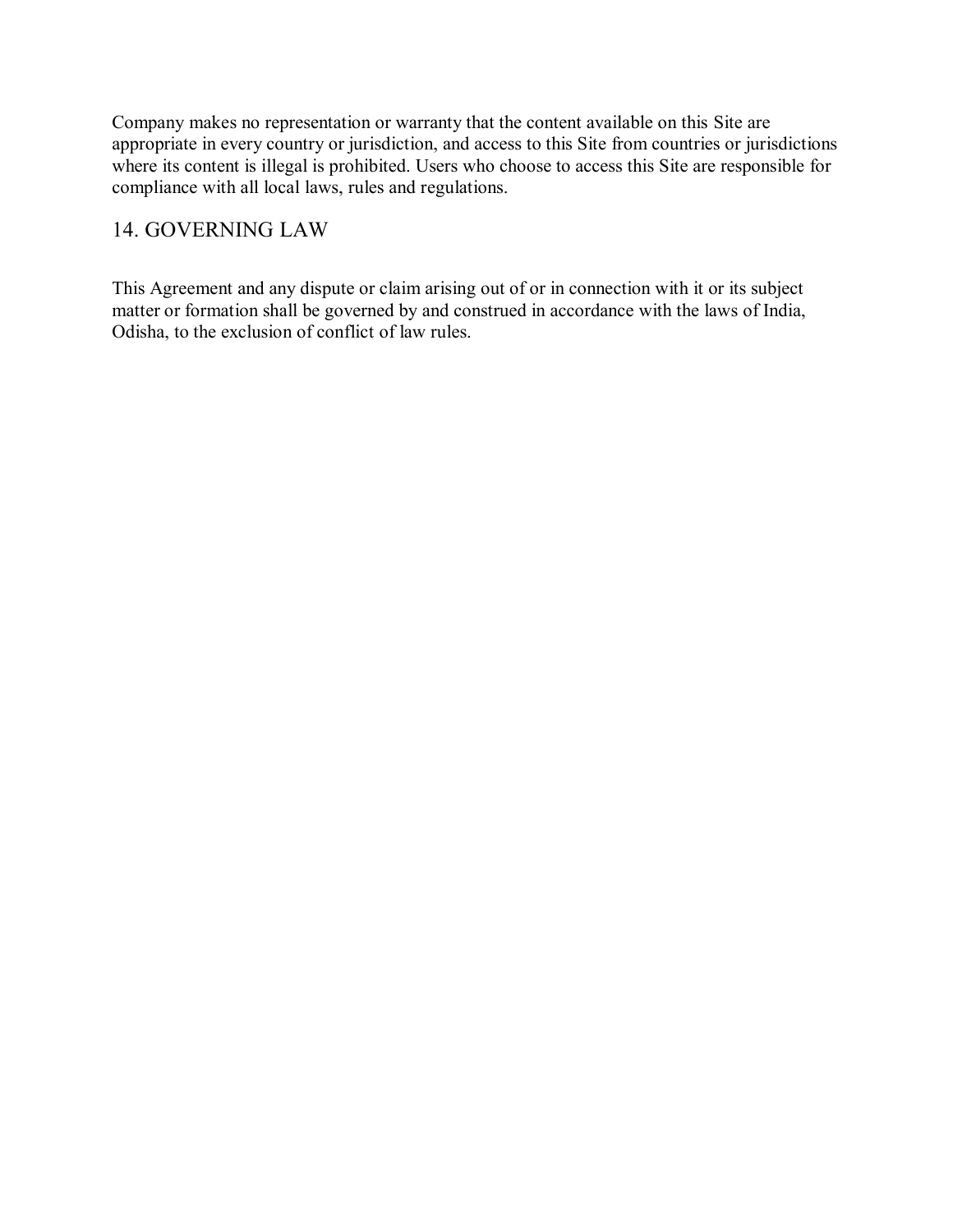Company makes no representation or warranty that the content available on this Site are appropriate in every country or jurisdiction, and access to this Site from countries or jurisdictions where its content is illegal is prohibited. Users who choose to access this Site are responsible for compliance with all local laws, rules and regulations.

## 14. GOVERNING LAW

This Agreement and any dispute or claim arising out of or in connection with it or its subject matter or formation shall be governed by and construed in accordance with the laws of India, Odisha, to the exclusion of conflict of law rules.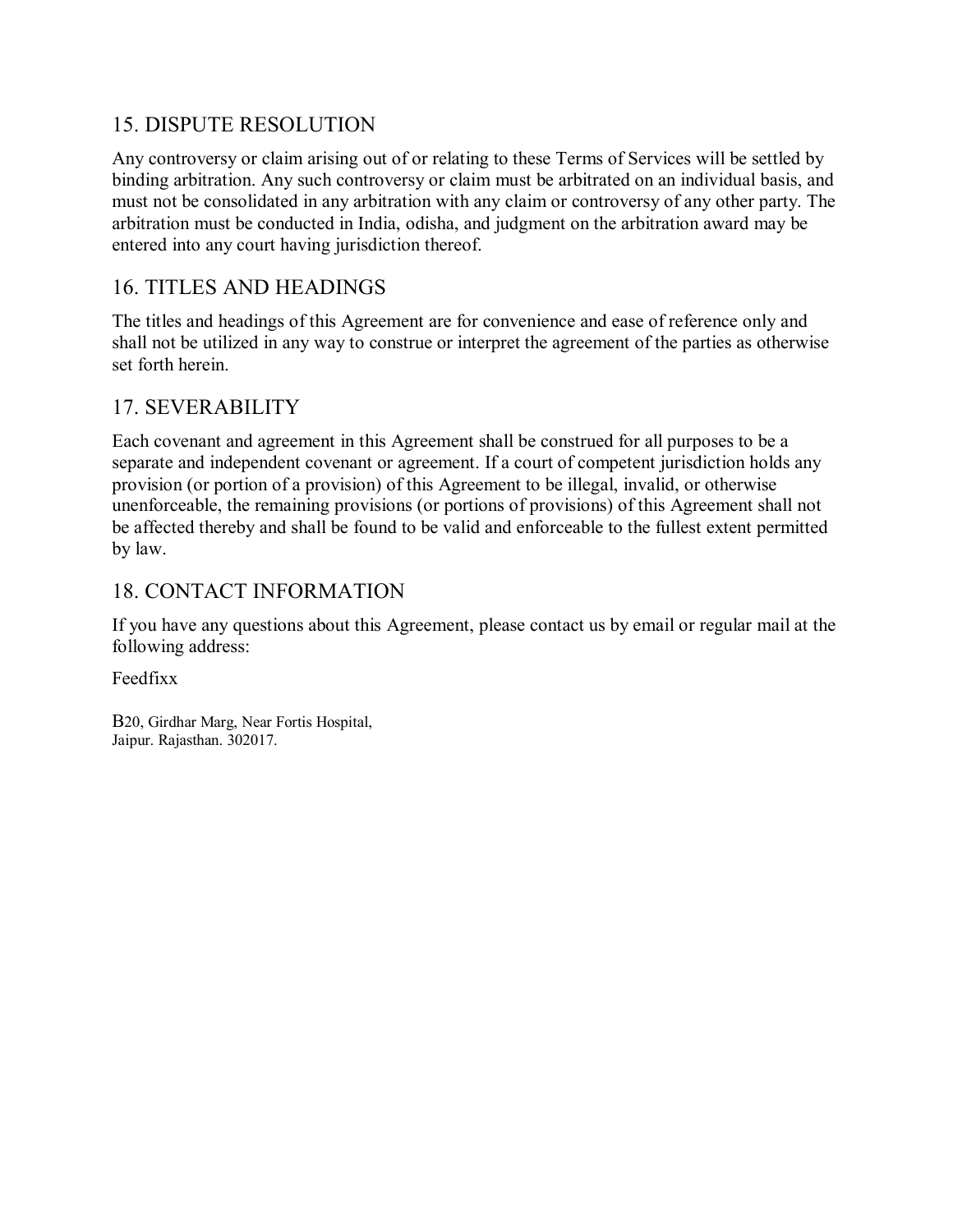## 15. DISPUTE RESOLUTION

Any controversy or claim arising out of or relating to these Terms of Services will be settled by binding arbitration. Any such controversy or claim must be arbitrated on an individual basis, and must not be consolidated in any arbitration with any claim or controversy of any other party. The arbitration must be conducted in India, odisha, and judgment on the arbitration award may be entered into any court having jurisdiction thereof.

## 16. TITLES AND HEADINGS

The titles and headings of this Agreement are for convenience and ease of reference only and shall not be utilized in any way to construe or interpret the agreement of the parties as otherwise set forth herein.

## 17. SEVERABILITY

Each covenant and agreement in this Agreement shall be construed for all purposes to be a separate and independent covenant or agreement. If a court of competent jurisdiction holds any provision (or portion of a provision) of this Agreement to be illegal, invalid, or otherwise unenforceable, the remaining provisions (or portions of provisions) of this Agreement shall not be affected thereby and shall be found to be valid and enforceable to the fullest extent permitted by law.

## 18. CONTACT INFORMATION

If you have any questions about this Agreement, please contact us by email or regular mail at the following address:

Feedfixx

B20, Girdhar Marg, Near Fortis Hospital,
Jaipur. Rajasthan. 302017.